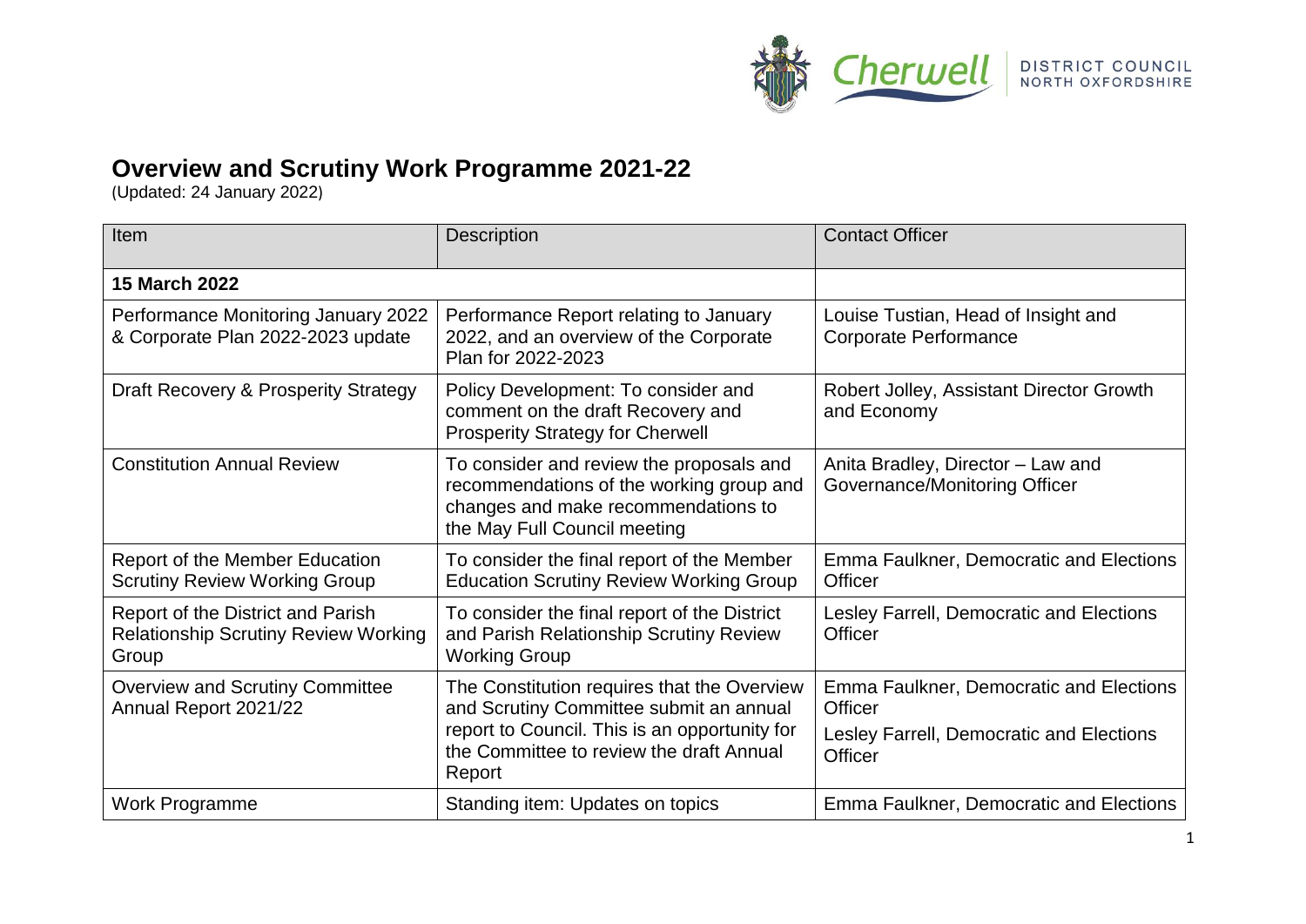# Overview and Scrutiny Work Programme 2021-22

(Updated: 24 January 2022)

| Item | Description | Contact Officer |
|---|---|---|
| **15 March 2022** | | |
| Performance Monitoring January 2022 & Corporate Plan 2022-2023 update | Performance Report relating to January 2022, and an overview of the Corporate Plan for 2022-2023 | Louise Tustian, Head of Insight and Corporate Performance |
| Draft Recovery & Prosperity Strategy | Policy Development: To consider and comment on the draft Recovery and Prosperity Strategy for Cherwell | Robert Jolley, Assistant Director Growth and Economy |
| Constitution Annual Review | To consider and review the proposals and recommendations of the working group and changes and make recommendations to the May Full Council meeting | Anita Bradley, Director – Law and Governance/Monitoring Officer |
| Report of the Member Education Scrutiny Review Working Group | To consider the final report of the Member Education Scrutiny Review Working Group | Emma Faulkner, Democratic and Elections Officer |
| Report of the District and Parish Relationship Scrutiny Review Working Group | To consider the final report of the District and Parish Relationship Scrutiny Review Working Group | Lesley Farrell, Democratic and Elections Officer |
| Overview and Scrutiny Committee Annual Report 2021/22 | The Constitution requires that the Overview and Scrutiny Committee submit an annual report to Council. This is an opportunity for the Committee to review the draft Annual Report | Emma Faulkner, Democratic and Elections Officer<br>Lesley Farrell, Democratic and Elections Officer |
| Work Programme | Standing item: Updates on topics | Emma Faulkner, Democratic and Elections |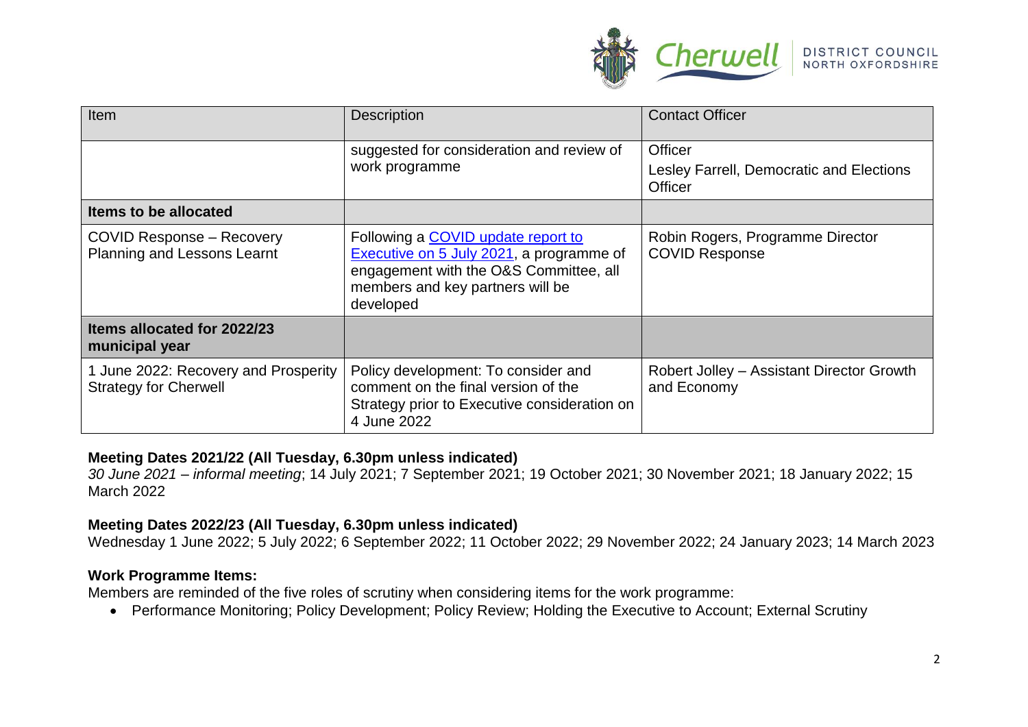| Item | Description | Contact Officer |
| --- | --- | --- |
| | suggested for consideration and review of work programme | Officer<br>Lesley Farrell, Democratic and Elections Officer |
| **Items to be allocated** | | |
| COVID Response – Recovery Planning and Lessons Learnt | Following a [COVID update report to Executive on 5 July 2021](), a programme of engagement with the O&S Committee, all members and key partners will be developed | Robin Rogers, Programme Director COVID Response |
| **Items allocated for 2022/23 municipal year** | | |
| 1 June 2022: Recovery and Prosperity Strategy for Cherwell | Policy development: To consider and comment on the final version of the Strategy prior to Executive consideration on 4 June 2022 | Robert Jolley – Assistant Director Growth and Economy |

**Meeting Dates 2021/22 (All Tuesday, 6.30pm unless indicated)**
*30 June 2021 – informal meeting*; 14 July 2021; 7 September 2021; 19 October 2021; 30 November 2021; 18 January 2022; 15 March 2022

**Meeting Dates 2022/23 (All Tuesday, 6.30pm unless indicated)**
Wednesday 1 June 2022; 5 July 2022; 6 September 2022; 11 October 2022; 29 November 2022; 24 January 2023; 14 March 2023

**Work Programme Items:**
Members are reminded of the five roles of scrutiny when considering items for the work programme:

- Performance Monitoring; Policy Development; Policy Review; Holding the Executive to Account; External Scrutiny